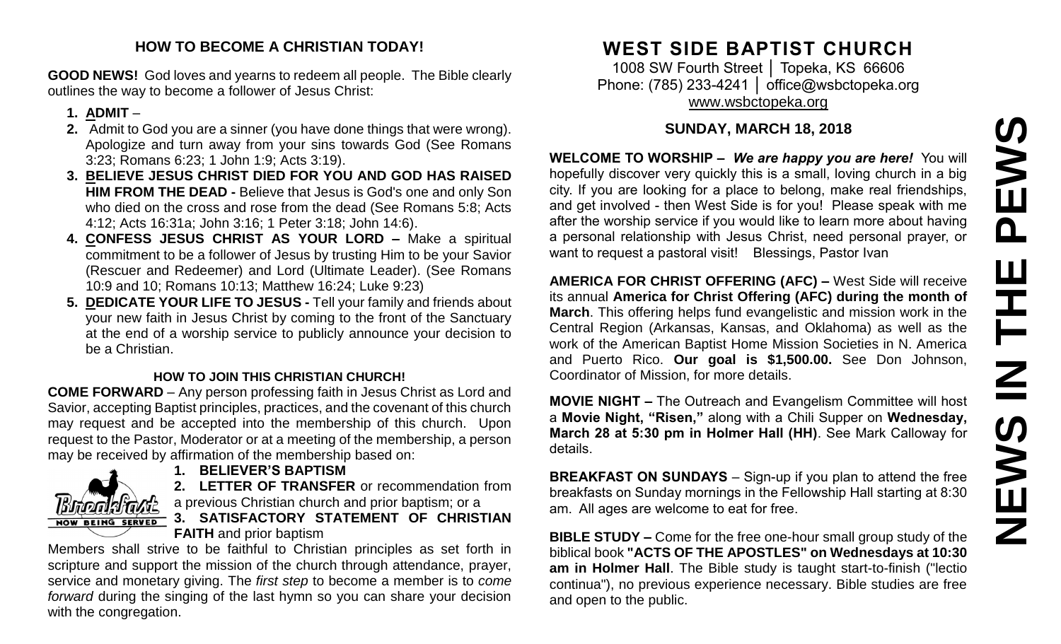## HOW TO BECOME A CHRISTIAN TODAY!

**GOOD NEWS!** God loves and yearns to redeem all people. The Bible clearly outlines the way to become a follower of Jesus Christ:

1. **ADMIT** –
2. Admit to God you are a sinner (you have done things that were wrong). Apologize and turn away from your sins towards God (See Romans 3:23; Romans 6:23; 1 John 1:9; Acts 3:19).
3. **BELIEVE JESUS CHRIST DIED FOR YOU AND GOD HAS RAISED HIM FROM THE DEAD -** Believe that Jesus is God's one and only Son who died on the cross and rose from the dead (See Romans 5:8; Acts 4:12; Acts 16:31a; John 3:16; 1 Peter 3:18; John 14:6).
4. **CONFESS JESUS CHRIST AS YOUR LORD –** Make a spiritual commitment to be a follower of Jesus by trusting Him to be your Savior (Rescuer and Redeemer) and Lord (Ultimate Leader). (See Romans 10:9 and 10; Romans 10:13; Matthew 16:24; Luke 9:23)
5. **DEDICATE YOUR LIFE TO JESUS -** Tell your family and friends about your new faith in Jesus Christ by coming to the front of the Sanctuary at the end of a worship service to publicly announce your decision to be a Christian.

### HOW TO JOIN THIS CHRISTIAN CHURCH!

**COME FORWARD** – Any person professing faith in Jesus Christ as Lord and Savior, accepting Baptist principles, practices, and the covenant of this church may request and be accepted into the membership of this church. Upon request to the Pastor, Moderator or at a meeting of the membership, a person may be received by affirmation of the membership based on:

1. **BELIEVER'S BAPTISM**
2. **LETTER OF TRANSFER** or recommendation from a previous Christian church and prior baptism; or a
3. **SATISFACTORY STATEMENT OF CHRISTIAN FAITH** and prior baptism

Members shall strive to be faithful to Christian principles as set forth in scripture and support the mission of the church through attendance, prayer, service and monetary giving. The *first step* to become a member is to *come forward* during the singing of the last hymn so you can share your decision with the congregation.

# WEST SIDE BAPTIST CHURCH

1008 SW Fourth Street │ Topeka, KS 66606
Phone: (785) 233-4241 │ office@wsbctopeka.org
www.wsbctopeka.org

## SUNDAY, MARCH 18, 2018

**WELCOME TO WORSHIP –** ***We are happy you are here!*** You will hopefully discover very quickly this is a small, loving church in a big city. If you are looking for a place to belong, make real friendships, and get involved - then West Side is for you! Please speak with me after the worship service if you would like to learn more about having a personal relationship with Jesus Christ, need personal prayer, or want to request a pastoral visit! Blessings, Pastor Ivan

**AMERICA FOR CHRIST OFFERING (AFC) –** West Side will receive its annual **America for Christ Offering (AFC) during the month of March**. This offering helps fund evangelistic and mission work in the Central Region (Arkansas, Kansas, and Oklahoma) as well as the work of the American Baptist Home Mission Societies in N. America and Puerto Rico. **Our goal is $1,500.00.** See Don Johnson, Coordinator of Mission, for more details.

**MOVIE NIGHT –** The Outreach and Evangelism Committee will host a **Movie Night, "Risen,"** along with a Chili Supper on **Wednesday, March 28 at 5:30 pm in Holmer Hall (HH)**. See Mark Calloway for details.

**BREAKFAST ON SUNDAYS** – Sign-up if you plan to attend the free breakfasts on Sunday mornings in the Fellowship Hall starting at 8:30 am. All ages are welcome to eat for free.

**BIBLE STUDY –** Come for the free one-hour small group study of the biblical book **"ACTS OF THE APOSTLES" on Wednesdays at 10:30 am in Holmer Hall**. The Bible study is taught start-to-finish ("lectio continua"), no previous experience necessary. Bible studies are free and open to the public.

# NEWS IN THE PEWS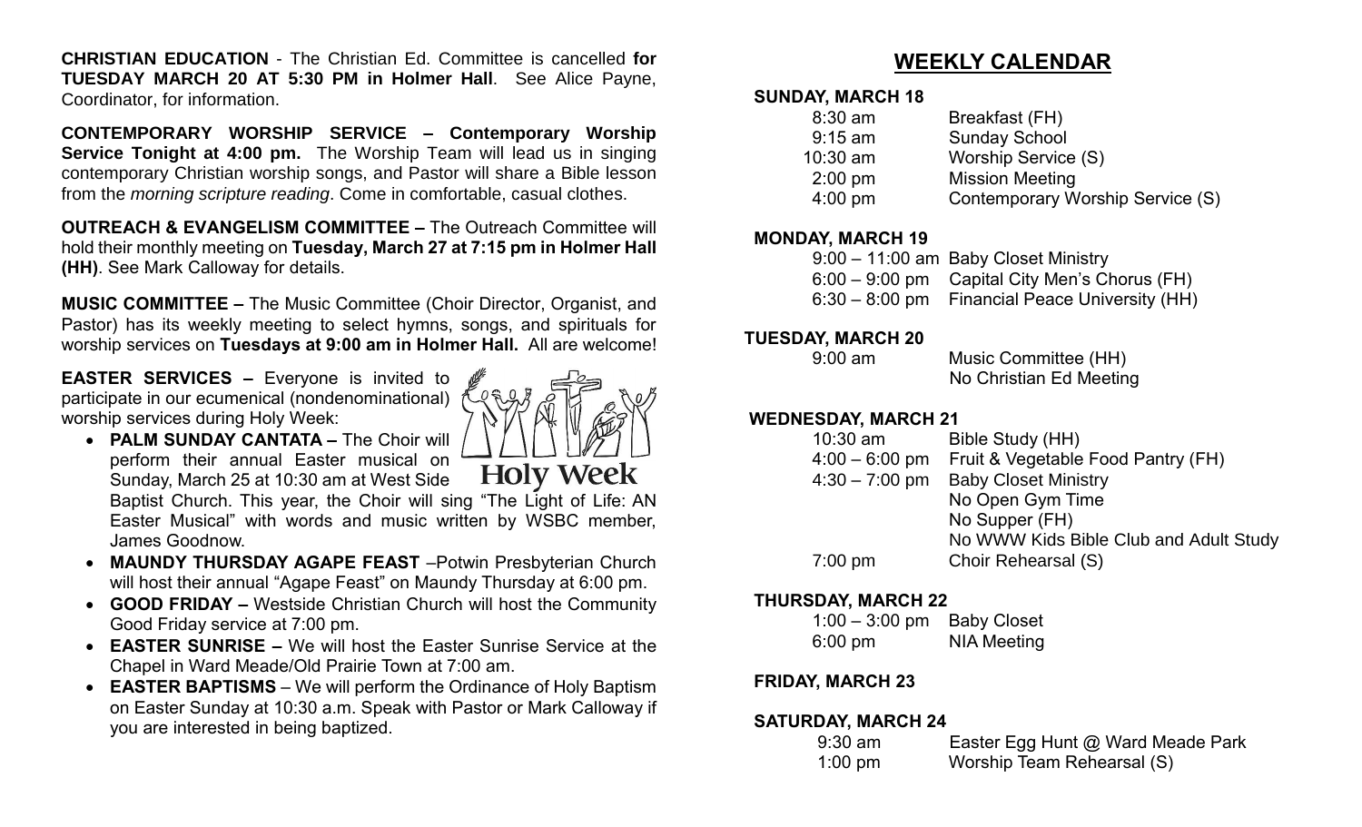**CHRISTIAN EDUCATION** - The Christian Ed. Committee is cancelled **for TUESDAY MARCH 20 AT 5:30 PM in Holmer Hall**. See Alice Payne, Coordinator, for information.

**CONTEMPORARY WORSHIP SERVICE – Contemporary Worship Service Tonight at 4:00 pm.** The Worship Team will lead us in singing contemporary Christian worship songs, and Pastor will share a Bible lesson from the *morning scripture reading*. Come in comfortable, casual clothes.

**OUTREACH & EVANGELISM COMMITTEE –** The Outreach Committee will hold their monthly meeting on **Tuesday, March 27 at 7:15 pm in Holmer Hall (HH)**. See Mark Calloway for details.

**MUSIC COMMITTEE –** The Music Committee (Choir Director, Organist, and Pastor) has its weekly meeting to select hymns, songs, and spirituals for worship services on **Tuesdays at 9:00 am in Holmer Hall.** All are welcome!

**EASTER SERVICES –** Everyone is invited to participate in our ecumenical (nondenominational) worship services during Holy Week:

Holy Week

- **PALM SUNDAY CANTATA –** The Choir will perform their annual Easter musical on Sunday, March 25 at 10:30 am at West Side Baptist Church. This year, the Choir will sing "The Light of Life: AN Easter Musical" with words and music written by WSBC member, James Goodnow.
- **MAUNDY THURSDAY AGAPE FEAST** –Potwin Presbyterian Church will host their annual "Agape Feast" on Maundy Thursday at 6:00 pm.
- **GOOD FRIDAY –** Westside Christian Church will host the Community Good Friday service at 7:00 pm.
- **EASTER SUNRISE –** We will host the Easter Sunrise Service at the Chapel in Ward Meade/Old Prairie Town at 7:00 am.
- **EASTER BAPTISMS** – We will perform the Ordinance of Holy Baptism on Easter Sunday at 10:30 a.m. Speak with Pastor or Mark Calloway if you are interested in being baptized.

## WEEKLY CALENDAR

**SUNDAY, MARCH 18**

| | |
|---|---|
| 8:30 am | Breakfast (FH) |
| 9:15 am | Sunday School |
| 10:30 am | Worship Service (S) |
| 2:00 pm | Mission Meeting |
| 4:00 pm | Contemporary Worship Service (S) |

**MONDAY, MARCH 19**

| | |
|---|---|
| 9:00 – 11:00 am | Baby Closet Ministry |
| 6:00 – 9:00 pm | Capital City Men's Chorus (FH) |
| 6:30 – 8:00 pm | Financial Peace University (HH) |

**TUESDAY, MARCH 20**

| | |
|---|---|
| 9:00 am | Music Committee (HH) |
| | No Christian Ed Meeting |

**WEDNESDAY, MARCH 21**

| | |
|---|---|
| 10:30 am | Bible Study (HH) |
| 4:00 – 6:00 pm | Fruit & Vegetable Food Pantry (FH) |
| 4:30 – 7:00 pm | Baby Closet Ministry |
| | No Open Gym Time |
| | No Supper (FH) |
| | No WWW Kids Bible Club and Adult Study |
| 7:00 pm | Choir Rehearsal (S) |

**THURSDAY, MARCH 22**

| | |
|---|---|
| 1:00 – 3:00 pm | Baby Closet |
| 6:00 pm | NIA Meeting |

**FRIDAY, MARCH 23**

**SATURDAY, MARCH 24**

| | |
|---|---|
| 9:30 am | Easter Egg Hunt @ Ward Meade Park |
| 1:00 pm | Worship Team Rehearsal (S) |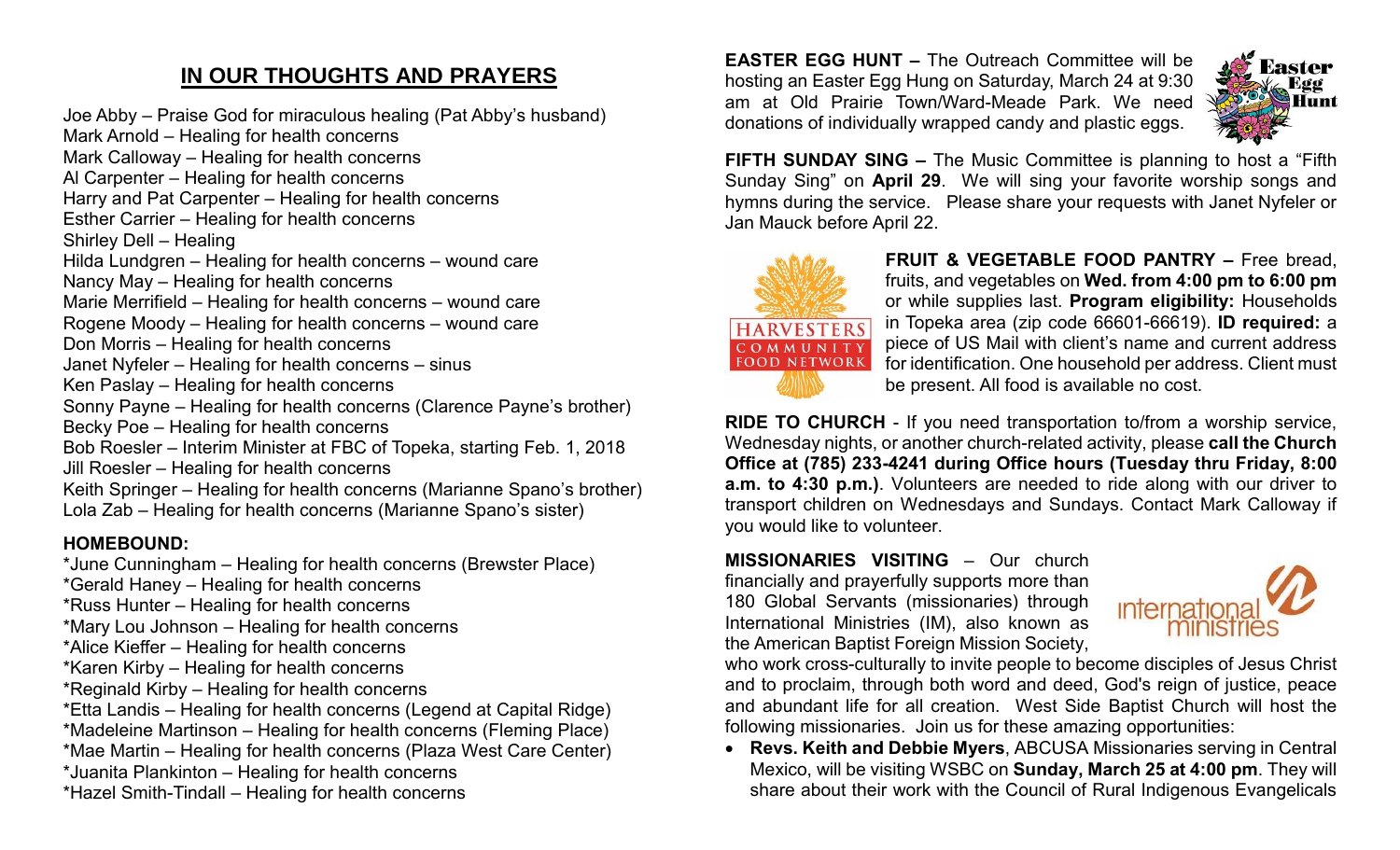## IN OUR THOUGHTS AND PRAYERS

Joe Abby – Praise God for miraculous healing (Pat Abby's husband)
Mark Arnold – Healing for health concerns
Mark Calloway – Healing for health concerns
Al Carpenter – Healing for health concerns
Harry and Pat Carpenter – Healing for health concerns
Esther Carrier – Healing for health concerns
Shirley Dell – Healing
Hilda Lundgren – Healing for health concerns – wound care
Nancy May – Healing for health concerns
Marie Merrifield – Healing for health concerns – wound care
Rogene Moody – Healing for health concerns – wound care
Don Morris – Healing for health concerns
Janet Nyfeler – Healing for health concerns – sinus
Ken Paslay – Healing for health concerns
Sonny Payne – Healing for health concerns (Clarence Payne's brother)
Becky Poe – Healing for health concerns
Bob Roesler – Interim Minister at FBC of Topeka, starting Feb. 1, 2018
Jill Roesler – Healing for health concerns
Keith Springer – Healing for health concerns (Marianne Spano's brother)
Lola Zab – Healing for health concerns (Marianne Spano's sister)

**HOMEBOUND:**

*June Cunningham – Healing for health concerns (Brewster Place)
*Gerald Haney – Healing for health concerns
*Russ Hunter – Healing for health concerns
*Mary Lou Johnson – Healing for health concerns
*Alice Kieffer – Healing for health concerns
*Karen Kirby – Healing for health concerns
*Reginald Kirby – Healing for health concerns
*Etta Landis – Healing for health concerns (Legend at Capital Ridge)
*Madeleine Martinson – Healing for health concerns (Fleming Place)
*Mae Martin – Healing for health concerns (Plaza West Care Center)
*Juanita Plankinton – Healing for health concerns
*Hazel Smith-Tindall – Healing for health concerns

**EASTER EGG HUNT –** The Outreach Committee will be hosting an Easter Egg Hung on Saturday, March 24 at 9:30 am at Old Prairie Town/Ward-Meade Park. We need donations of individually wrapped candy and plastic eggs.

**FIFTH SUNDAY SING –** The Music Committee is planning to host a "Fifth Sunday Sing" on **April 29**. We will sing your favorite worship songs and hymns during the service. Please share your requests with Janet Nyfeler or Jan Mauck before April 22.

**FRUIT & VEGETABLE FOOD PANTRY –** Free bread, fruits, and vegetables on **Wed. from 4:00 pm to 6:00 pm** or while supplies last. **Program eligibility:** Households in Topeka area (zip code 66601-66619). **ID required:** a piece of US Mail with client's name and current address for identification. One household per address. Client must be present. All food is available no cost.

**RIDE TO CHURCH** - If you need transportation to/from a worship service, Wednesday nights, or another church-related activity, please **call the Church Office at (785) 233-4241 during Office hours (Tuesday thru Friday, 8:00 a.m. to 4:30 p.m.)**. Volunteers are needed to ride along with our driver to transport children on Wednesdays and Sundays. Contact Mark Calloway if you would like to volunteer.

**MISSIONARIES VISITING** – Our church financially and prayerfully supports more than 180 Global Servants (missionaries) through International Ministries (IM), also known as the American Baptist Foreign Mission Society, who work cross-culturally to invite people to become disciples of Jesus Christ and to proclaim, through both word and deed, God's reign of justice, peace and abundant life for all creation. West Side Baptist Church will host the following missionaries. Join us for these amazing opportunities:

- **Revs. Keith and Debbie Myers**, ABCUSA Missionaries serving in Central Mexico, will be visiting WSBC on **Sunday, March 25 at 4:00 pm**. They will share about their work with the Council of Rural Indigenous Evangelicals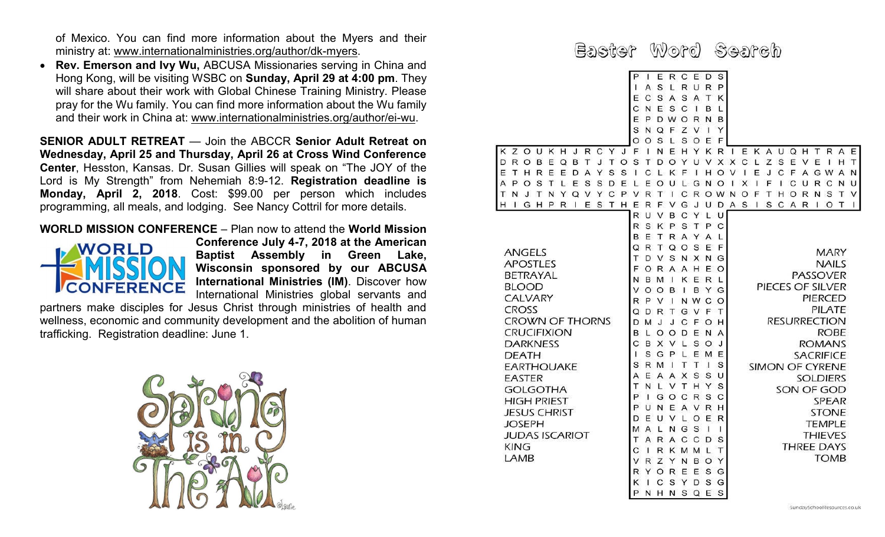of Mexico. You can find more information about the Myers and their ministry at: www.internationalministries.org/author/dk-myers.

- **Rev. Emerson and Ivy Wu,** ABCUSA Missionaries serving in China and Hong Kong, will be visiting WSBC on **Sunday, April 29 at 4:00 pm**. They will share about their work with Global Chinese Training Ministry. Please pray for the Wu family. You can find more information about the Wu family and their work in China at: www.internationalministries.org/author/ei-wu.

**SENIOR ADULT RETREAT** — Join the ABCCR **Senior Adult Retreat on Wednesday, April 25 and Thursday, April 26 at Cross Wind Conference Center**, Hesston, Kansas. Dr. Susan Gillies will speak on "The JOY of the Lord is My Strength" from Nehemiah 8:9-12. **Registration deadline is Monday, April 2, 2018**. Cost: $99.00 per person which includes programming, all meals, and lodging. See Nancy Cottril for more details.

**WORLD MISSION CONFERENCE** – Plan now to attend the **World Mission Conference July 4-7, 2018 at the American Baptist Assembly in Green Lake, Wisconsin sponsored by our ABCUSA International Ministries (IM)**. Discover how International Ministries global servants and partners make disciples for Jesus Christ through ministries of health and wellness, economic and community development and the abolition of human trafficking. Registration deadline: June 1.

# Easter Word Search

```
                        P I E R C E D S
                        I A S L R U R P
                        E C S A S A T K
                        C N E S C I B L
                        E P D W O R N B
                        S N Q F Z V I Y
                        O O S L S O E F
K Z O U K H J R C Y J F I N E H Y K R I E K A U Q H T R A E
D R O B E Q B T J T O S T D O Y U V X X C L Z S E V E I H T
E T H R E E D A Y S S I C L K F I H O V I E J C F A G W A N
A P O S T L E S S D E L E O U L G N O I X I F I C U R C N U
T N J T N Y Q V Y C P V R T I C R O W N O F T H O R N S T V
H I G H P R I E S T H E R F V G J U D A S I S C A R I O T I
                        R U V B C Y L U
                        R S K P S T P C
                        B E T R A Y A L
                        Q R T Q O S E F
                        T D V S N X N G
                        F O R A A H E O
                        N B M I K E R L
                        V O O B I B Y G
                        R P V I N W C O
                        Q D R T G V F T
                        D M J J C F O H
                        B L O O D E N A
                        C B X V L S O J
                        I S G P L E M E
                        S R M I T T I S
                        A E A A X S S U
                        T N L V T H Y S
                        P I G O C R S C
                        P U N E A V R H
                        D E U V L O E R
                        M A L N G S I I
                        T A R A C C D S
                        C I R K M M L T
                        V R Z Y N B O Y
                        R Y O R E E S G
                        K I C S Y D S G
                        P N H N S Q E S
```

ANGELS
APOSTLES
BETRAYAL
BLOOD
CALVARY
CROSS
CROWN OF THORNS
CRUCIFIXION
DARKNESS
DEATH
EARTHQUAKE
EASTER
GOLGOTHA
HIGH PRIEST
JESUS CHRIST
JOSEPH
JUDAS ISCARIOT
KING
LAMB

MARY
NAILS
PASSOVER
PIECES OF SILVER
PIERCED
PILATE
RESURRECTION
ROBE
ROMANS
SACRIFICE
SIMON OF CYRENE
SOLDIERS
SON OF GOD
SPEAR
STONE
TEMPLE
THIEVES
THREE DAYS
TOMB

SundaySchoolResources.co.uk